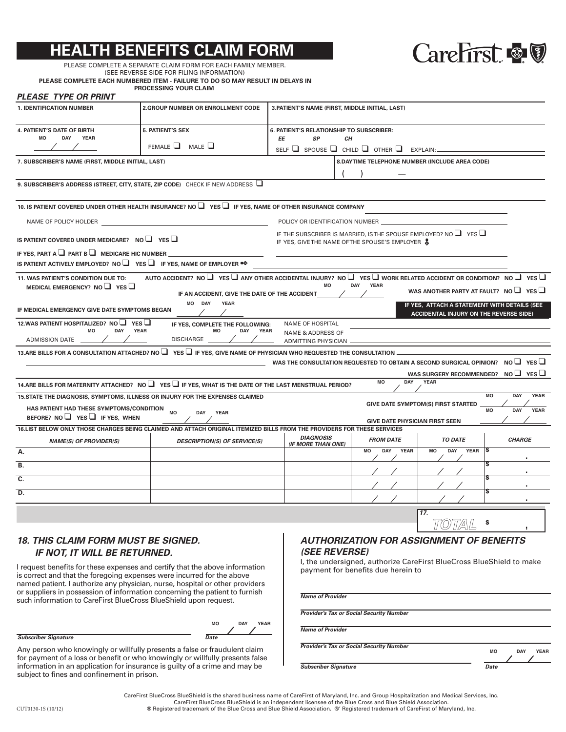# HEALTH BENEFITS CLAIM FORM

CareFirst

PLEASE COMPLETE A SEPARATE CLAIM FORM FOR EACH FAMILY MEMBER.
(SEE REVERSE SIDE FOR FILING INFORMATION)

**PLEASE COMPLETE EACH NUMBERED ITEM - FAILURE TO DO SO MAY RESULT IN DELAYS IN PROCESSING YOUR CLAIM**

***PLEASE TYPE OR PRINT***

| 1. IDENTIFICATION NUMBER | 2. GROUP NUMBER OR ENROLLMENT CODE | 3. PATIENT'S NAME (FIRST, MIDDLE INITIAL, LAST) |
|---|---|---|
| | | |
| **4. PATIENT'S DATE OF BIRTH** MO DAY YEAR ___/___/___ | **5. PATIENT'S SEX** FEMALE ☐ MALE ☐ | **6. PATIENT'S RELATIONSHIP TO SUBSCRIBER:** EE SELF ☐ SP SPOUSE ☐ CH CHILD ☐ OTHER ☐ EXPLAIN: ______ |

**7. SUBSCRIBER'S NAME (FIRST, MIDDLE INITIAL, LAST)**

**8. DAYTIME TELEPHONE NUMBER (INCLUDE AREA CODE)** ( ) —

**9. SUBSCRIBER'S ADDRESS (STREET, CITY, STATE, ZIP CODE)** CHECK IF NEW ADDRESS ☐

**10. IS PATIENT COVERED UNDER OTHER HEALTH INSURANCE? NO ☐ YES ☐ IF YES, NAME OF OTHER INSURANCE COMPANY** ______

NAME OF POLICY HOLDER ______ POLICY OR IDENTIFICATION NUMBER ______

**IS PATIENT COVERED UNDER MEDICARE? NO ☐ YES ☐**

IF THE SUBSCRIBER IS MARRIED, IS THE SPOUSE EMPLOYED? NO ☐ YES ☐
IF YES, GIVE THE NAME OF THE SPOUSE'S EMPLOYER ______

**IF YES, PART A ☐ PART B ☐ MEDICARE HIC NUMBER** ______

**IS PATIENT ACTIVELY EMPLOYED? NO ☐ YES ☐ IF YES, NAME OF EMPLOYER** ______

**11. WAS PATIENT'S CONDITION DUE TO: AUTO ACCIDENT? NO ☐ YES ☐ ANY OTHER ACCIDENTAL INJURY? NO ☐ YES ☐ WORK RELATED ACCIDENT OR CONDITION? NO ☐ YES ☐**

**MEDICAL EMERGENCY? NO ☐ YES ☐**

**IF AN ACCIDENT, GIVE THE DATE OF THE ACCIDENT** MO DAY YEAR ___/___/___

**WAS ANOTHER PARTY AT FAULT? NO ☐ YES ☐**

**IF MEDICAL EMERGENCY GIVE DATE SYMPTOMS BEGAN** MO DAY YEAR ___/___/___

**IF YES, ATTACH A STATEMENT WITH DETAILS (SEE ACCIDENTAL INJURY ON THE REVERSE SIDE)**

**12. WAS PATIENT HOSPITALIZED? NO ☐ YES ☐ IF YES, COMPLETE THE FOLLOWING:**

ADMISSION DATE MO DAY YEAR ___/___/___ DISCHARGE MO DAY YEAR ___/___/___

NAME OF HOSPITAL ______
NAME & ADDRESS OF ADMITTING PHYSICIAN ______

**13. ARE BILLS FOR A CONSULTATION ATTACHED? NO ☐ YES ☐ IF YES, GIVE NAME OF PHYSICIAN WHO REQUESTED THE CONSULTATION** ______

**WAS THE CONSULTATION REQUESTED TO OBTAIN A SECOND SURGICAL OPINION? NO ☐ YES ☐**

**WAS SURGERY RECOMMENDED? NO ☐ YES ☐**

**14. ARE BILLS FOR MATERNITY ATTACHED? NO ☐ YES ☐ IF YES, WHAT IS THE DATE OF THE LAST MENSTRUAL PERIOD?** MO DAY YEAR ___/___/___

**15. STATE THE DIAGNOSIS, SYMPTOMS, ILLNESS OR INJURY FOR THE EXPENSES CLAIMED**

**GIVE DATE SYMPTOM(S) FIRST STARTED** MO DAY YEAR ___/___/___

**HAS PATIENT HAD THESE SYMPTOMS/CONDITION BEFORE? NO ☐ YES ☐ IF YES, WHEN** MO DAY YEAR

**GIVE DATE PHYSICIAN FIRST SEEN** MO DAY YEAR ___/___/___

**16. LIST BELOW ONLY THOSE CHARGES BEING CLAIMED AND ATTACH ORIGINAL ITEMIZED BILLS FROM THE PROVIDERS FOR THESE SERVICES**

| *NAME(S) OF PROVIDER(S)* | *DESCRIPTION(S) OF SERVICE(S)* | *DIAGNOSIS (IF MORE THAN ONE)* | *FROM DATE* MO DAY YEAR | *TO DATE* MO DAY YEAR | *CHARGE* |
|---|---|---|---|---|---|
| A. | | | / / | / / | $ . |
| B. | | | / / | / / | $ . |
| C. | | | / / | / / | $ . |
| D. | | | / / | / / | $ . |
| | | | | **17. TOTAL** | $ . |

## *18. THIS CLAIM FORM MUST BE SIGNED. IF NOT, IT WILL BE RETURNED.*

I request benefits for these expenses and certify that the above information is correct and that the foregoing expenses were incurred for the above named patient. I authorize any physician, nurse, hospital or other providers or suppliers in possession of information concerning the patient to furnish such information to CareFirst BlueCross BlueShield upon request.

______ MO DAY YEAR ___/___/___
*Subscriber Signature* *Date*

Any person who knowingly or willfully presents a false or fraudulent claim for payment of a loss or benefit or who knowingly or willfully presents false information in an application for insurance is guilty of a crime and may be subject to fines and confinement in prison.

## *AUTHORIZATION FOR ASSIGNMENT OF BENEFITS (SEE REVERSE)*

I, the undersigned, authorize CareFirst BlueCross BlueShield to make payment for benefits due herein to

______
*Name of Provider*

______
*Provider's Tax or Social Security Number*

______
*Name of Provider*

______
*Provider's Tax or Social Security Number*

______ MO DAY YEAR ___/___/___
*Subscriber Signature* *Date*

CareFirst BlueCross BlueShield is the shared business name of CareFirst of Maryland, Inc. and Group Hospitalization and Medical Services, Inc.
CareFirst BlueCross BlueShield is an independent licensee of the Blue Cross and Blue Shield Association.
® Registered trademark of the Blue Cross and Blue Shield Association. ®' Registered trademark of CareFirst of Maryland, Inc.

CUT0130-1S (10/12)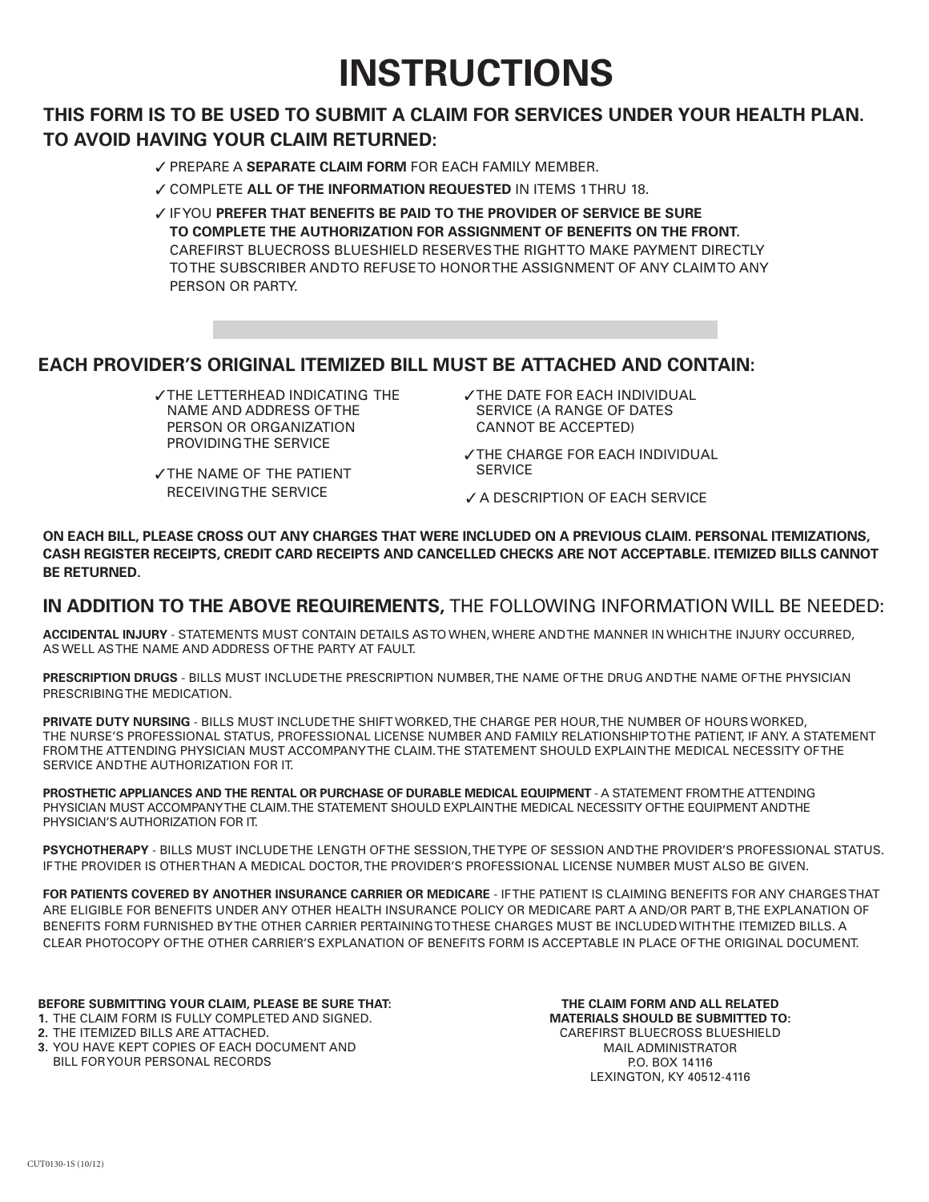# INSTRUCTIONS

## THIS FORM IS TO BE USED TO SUBMIT A CLAIM FOR SERVICES UNDER YOUR HEALTH PLAN. TO AVOID HAVING YOUR CLAIM RETURNED:

- ✓ PREPARE A **SEPARATE CLAIM FORM** FOR EACH FAMILY MEMBER.
- ✓ COMPLETE **ALL OF THE INFORMATION REQUESTED** IN ITEMS 1 THRU 18.
- ✓ IF YOU **PREFER THAT BENEFITS BE PAID TO THE PROVIDER OF SERVICE BE SURE TO COMPLETE THE AUTHORIZATION FOR ASSIGNMENT OF BENEFITS ON THE FRONT.** CAREFIRST BLUECROSS BLUESHIELD RESERVES THE RIGHT TO MAKE PAYMENT DIRECTLY TO THE SUBSCRIBER AND TO REFUSE TO HONOR THE ASSIGNMENT OF ANY CLAIM TO ANY PERSON OR PARTY.

## EACH PROVIDER'S ORIGINAL ITEMIZED BILL MUST BE ATTACHED AND CONTAIN:

- ✓ THE LETTERHEAD INDICATING THE NAME AND ADDRESS OF THE PERSON OR ORGANIZATION PROVIDING THE SERVICE
- ✓ THE NAME OF THE PATIENT RECEIVING THE SERVICE
- ✓ THE DATE FOR EACH INDIVIDUAL SERVICE (A RANGE OF DATES CANNOT BE ACCEPTED)
- ✓ THE CHARGE FOR EACH INDIVIDUAL SERVICE
- ✓ A DESCRIPTION OF EACH SERVICE

**ON EACH BILL, PLEASE CROSS OUT ANY CHARGES THAT WERE INCLUDED ON A PREVIOUS CLAIM. PERSONAL ITEMIZATIONS, CASH REGISTER RECEIPTS, CREDIT CARD RECEIPTS AND CANCELLED CHECKS ARE NOT ACCEPTABLE. ITEMIZED BILLS CANNOT BE RETURNED.**

## IN ADDITION TO THE ABOVE REQUIREMENTS, THE FOLLOWING INFORMATION WILL BE NEEDED:

**ACCIDENTAL INJURY** - STATEMENTS MUST CONTAIN DETAILS AS TO WHEN, WHERE AND THE MANNER IN WHICH THE INJURY OCCURRED, AS WELL AS THE NAME AND ADDRESS OF THE PARTY AT FAULT.

**PRESCRIPTION DRUGS** - BILLS MUST INCLUDE THE PRESCRIPTION NUMBER, THE NAME OF THE DRUG AND THE NAME OF THE PHYSICIAN PRESCRIBING THE MEDICATION.

**PRIVATE DUTY NURSING** - BILLS MUST INCLUDE THE SHIFT WORKED, THE CHARGE PER HOUR, THE NUMBER OF HOURS WORKED, THE NURSE'S PROFESSIONAL STATUS, PROFESSIONAL LICENSE NUMBER AND FAMILY RELATIONSHIP TO THE PATIENT, IF ANY. A STATEMENT FROM THE ATTENDING PHYSICIAN MUST ACCOMPANY THE CLAIM. THE STATEMENT SHOULD EXPLAIN THE MEDICAL NECESSITY OF THE SERVICE AND THE AUTHORIZATION FOR IT.

**PROSTHETIC APPLIANCES AND THE RENTAL OR PURCHASE OF DURABLE MEDICAL EQUIPMENT** - A STATEMENT FROM THE ATTENDING PHYSICIAN MUST ACCOMPANY THE CLAIM. THE STATEMENT SHOULD EXPLAIN THE MEDICAL NECESSITY OF THE EQUIPMENT AND THE PHYSICIAN'S AUTHORIZATION FOR IT.

**PSYCHOTHERAPY** - BILLS MUST INCLUDE THE LENGTH OF THE SESSION, THE TYPE OF SESSION AND THE PROVIDER'S PROFESSIONAL STATUS. IF THE PROVIDER IS OTHER THAN A MEDICAL DOCTOR, THE PROVIDER'S PROFESSIONAL LICENSE NUMBER MUST ALSO BE GIVEN.

**FOR PATIENTS COVERED BY ANOTHER INSURANCE CARRIER OR MEDICARE** - IF THE PATIENT IS CLAIMING BENEFITS FOR ANY CHARGES THAT ARE ELIGIBLE FOR BENEFITS UNDER ANY OTHER HEALTH INSURANCE POLICY OR MEDICARE PART A AND/OR PART B, THE EXPLANATION OF BENEFITS FORM FURNISHED BY THE OTHER CARRIER PERTAINING TO THESE CHARGES MUST BE INCLUDED WITH THE ITEMIZED BILLS. A CLEAR PHOTOCOPY OF THE OTHER CARRIER'S EXPLANATION OF BENEFITS FORM IS ACCEPTABLE IN PLACE OF THE ORIGINAL DOCUMENT.

**BEFORE SUBMITTING YOUR CLAIM, PLEASE BE SURE THAT:**

1. THE CLAIM FORM IS FULLY COMPLETED AND SIGNED.
2. THE ITEMIZED BILLS ARE ATTACHED.
3. YOU HAVE KEPT COPIES OF EACH DOCUMENT AND BILL FOR YOUR PERSONAL RECORDS

**THE CLAIM FORM AND ALL RELATED MATERIALS SHOULD BE SUBMITTED TO:**
CAREFIRST BLUECROSS BLUESHIELD
MAIL ADMINISTRATOR
P.O. BOX 14116
LEXINGTON, KY 40512-4116

CUT0130-1S (10/12)